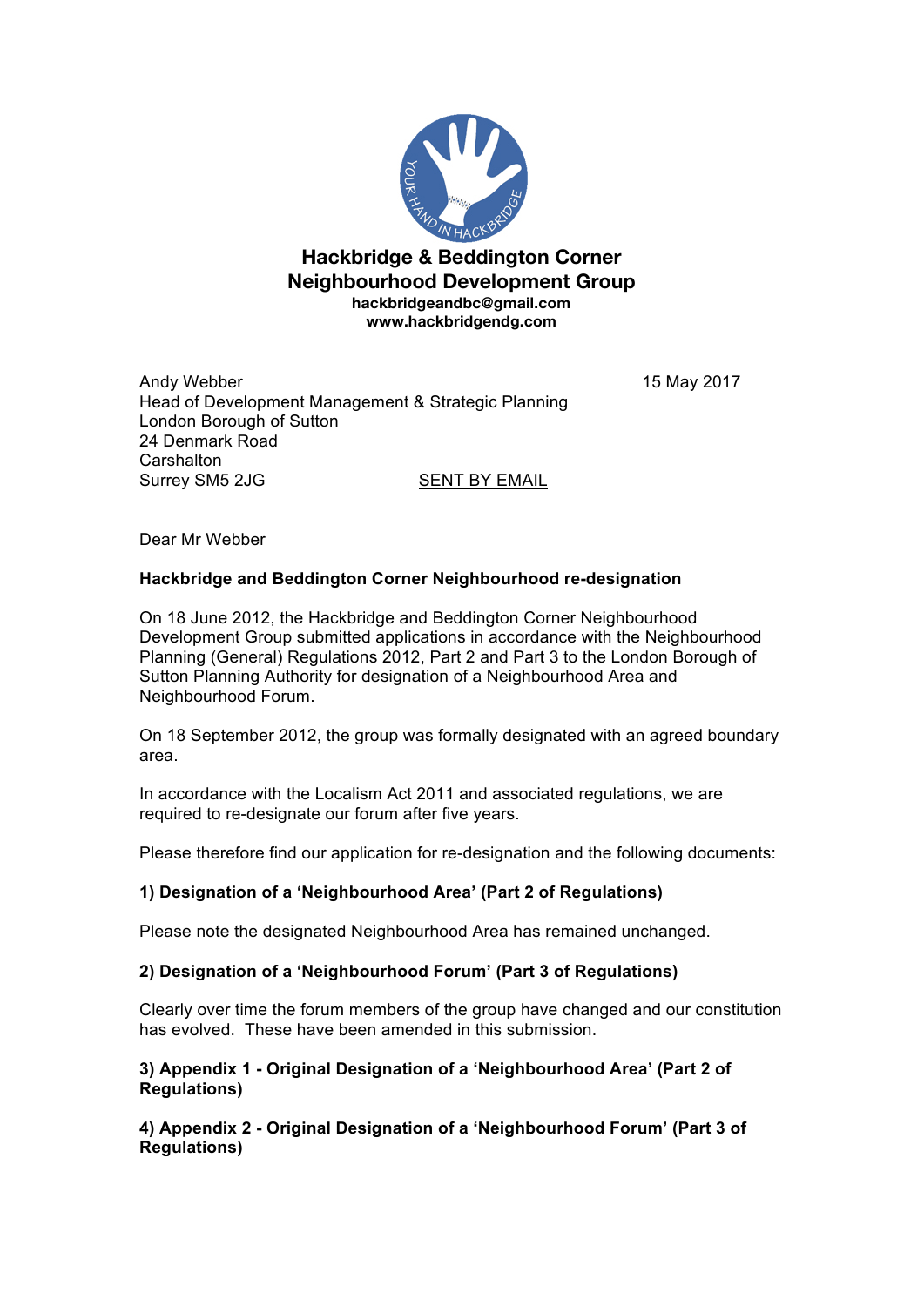# Hackbridge & Beddington Corner Neighbourhood Development Group

**hackbridgeandbc@gmail.com**
**www.hackbridgendg.com**

Andy Webber
Head of Development Management & Strategic Planning
London Borough of Sutton
24 Denmark Road
Carshalton
Surrey SM5 2JG

15 May 2017

SENT BY EMAIL

Dear Mr Webber

**Hackbridge and Beddington Corner Neighbourhood re-designation**

On 18 June 2012, the Hackbridge and Beddington Corner Neighbourhood Development Group submitted applications in accordance with the Neighbourhood Planning (General) Regulations 2012, Part 2 and Part 3 to the London Borough of Sutton Planning Authority for designation of a Neighbourhood Area and Neighbourhood Forum.

On 18 September 2012, the group was formally designated with an agreed boundary area.

In accordance with the Localism Act 2011 and associated regulations, we are required to re-designate our forum after five years.

Please therefore find our application for re-designation and the following documents:

**1) Designation of a 'Neighbourhood Area' (Part 2 of Regulations)**

Please note the designated Neighbourhood Area has remained unchanged.

**2) Designation of a 'Neighbourhood Forum' (Part 3 of Regulations)**

Clearly over time the forum members of the group have changed and our constitution has evolved. These have been amended in this submission.

**3) Appendix 1 - Original Designation of a 'Neighbourhood Area' (Part 2 of Regulations)**

**4) Appendix 2 - Original Designation of a 'Neighbourhood Forum' (Part 3 of Regulations)**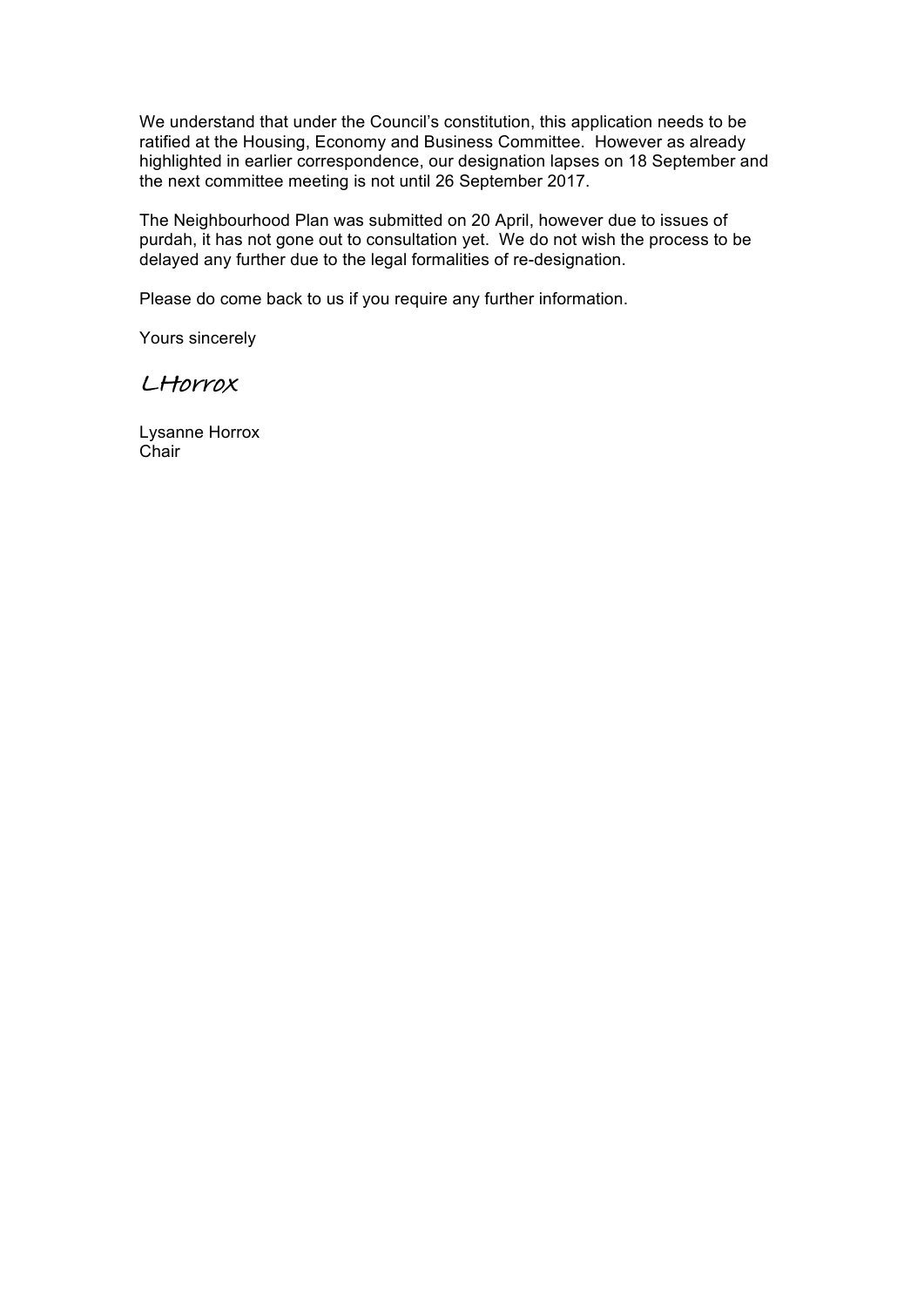We understand that under the Council's constitution, this application needs to be ratified at the Housing, Economy and Business Committee. However as already highlighted in earlier correspondence, our designation lapses on 18 September and the next committee meeting is not until 26 September 2017.

The Neighbourhood Plan was submitted on 20 April, however due to issues of purdah, it has not gone out to consultation yet. We do not wish the process to be delayed any further due to the legal formalities of re-designation.

Please do come back to us if you require any further information.

Yours sincerely

LHorrox

Lysanne Horrox
Chair